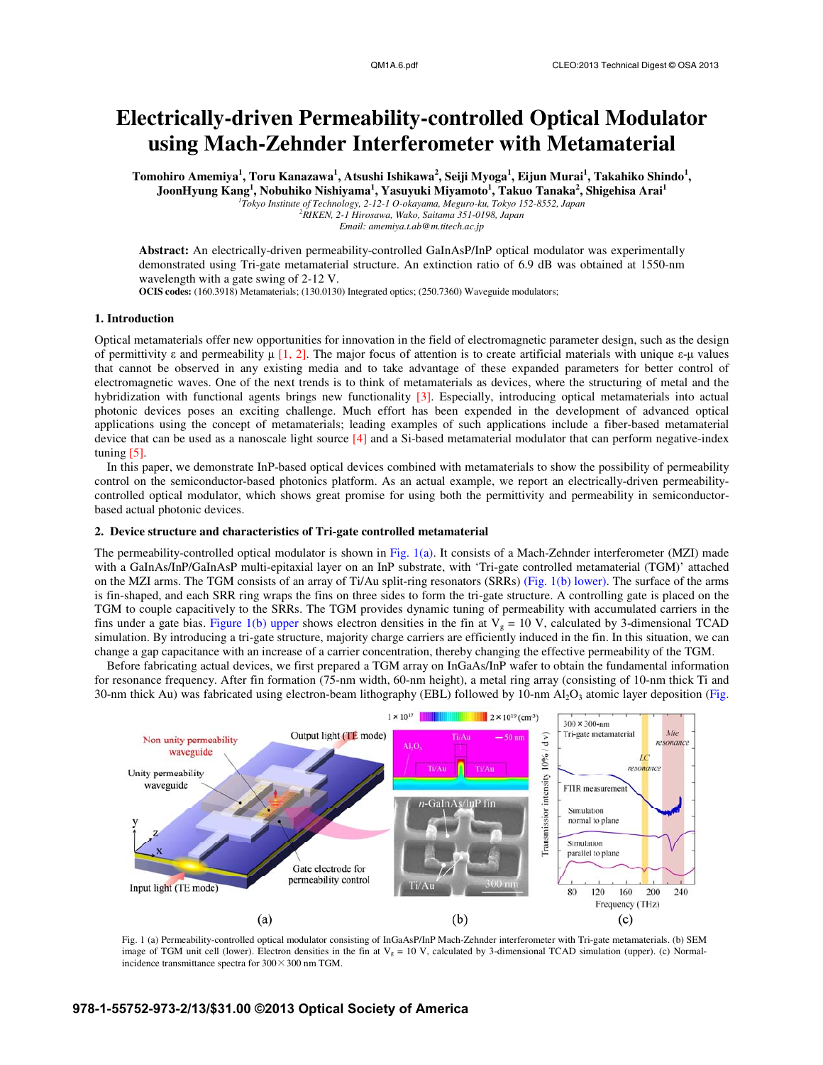# Electrically-driven Permeability-controlled Optical Modulator using Mach-Zehnder Interferometer with Metamaterial

**Tomohiro Amemiya[1], Toru Kanazawa[1], Atsushi Ishikawa[2], Seiji Myoga[1], Eijun Murai[1], Takahiko Shindo[1], JoonHyung Kang[1], Nobuhiko Nishiyama[1], Yasuyuki Miyamoto[1], Takuo Tanaka[2], Shigehisa Arai[1]**

*[1]Tokyo Institute of Technology, 2-12-1 O-okayama, Meguro-ku, Tokyo 152-8552, Japan*
*[2]RIKEN, 2-1 Hirosawa, Wako, Saitama 351-0198, Japan*
*Email: amemiya.t.ab@m.titech.ac.jp*

**Abstract:** An electrically-driven permeability-controlled GaInAsP/InP optical modulator was experimentally demonstrated using Tri-gate metamaterial structure. An extinction ratio of 6.9 dB was obtained at 1550-nm wavelength with a gate swing of 2-12 V.

**OCIS codes:** (160.3918) Metamaterials; (130.0130) Integrated optics; (250.7360) Waveguide modulators;

## 1. Introduction

Optical metamaterials offer new opportunities for innovation in the field of electromagnetic parameter design, such as the design of permittivity ε and permeability μ [1, 2]. The major focus of attention is to create artificial materials with unique ε-μ values that cannot be observed in any existing media and to take advantage of these expanded parameters for better control of electromagnetic waves. One of the next trends is to think of metamaterials as devices, where the structuring of metal and the hybridization with functional agents brings new functionality [3]. Especially, introducing optical metamaterials into actual photonic devices poses an exciting challenge. Much effort has been expended in the development of advanced optical applications using the concept of metamaterials; leading examples of such applications include a fiber-based metamaterial device that can be used as a nanoscale light source [4] and a Si-based metamaterial modulator that can perform negative-index tuning [5].

In this paper, we demonstrate InP-based optical devices combined with metamaterials to show the possibility of permeability control on the semiconductor-based photonics platform. As an actual example, we report an electrically-driven permeability-controlled optical modulator, which shows great promise for using both the permittivity and permeability in semiconductor-based actual photonic devices.

## 2. Device structure and characteristics of Tri-gate controlled metamaterial

The permeability-controlled optical modulator is shown in Fig. 1(a). It consists of a Mach-Zehnder interferometer (MZI) made with a GaInAs/InP/GaInAsP multi-epitaxial layer on an InP substrate, with 'Tri-gate controlled metamaterial (TGM)' attached on the MZI arms. The TGM consists of an array of Ti/Au split-ring resonators (SRRs) (Fig. 1(b) lower). The surface of the arms is fin-shaped, and each SRR ring wraps the fins on three sides to form the tri-gate structure. A controlling gate is placed on the TGM to couple capacitively to the SRRs. The TGM provides dynamic tuning of permeability with accumulated carriers in the fins under a gate bias. Figure 1(b) upper shows electron densities in the fin at $V_g$ = 10 V, calculated by 3-dimensional TCAD simulation. By introducing a tri-gate structure, majority charge carriers are efficiently induced in the fin. In this situation, we can change a gap capacitance with an increase of a carrier concentration, thereby changing the effective permeability of the TGM.

Before fabricating actual devices, we first prepared a TGM array on InGaAs/InP wafer to obtain the fundamental information for resonance frequency. After fin formation (75-nm width, 60-nm height), a metal ring array (consisting of 10-nm thick Ti and 30-nm thick Au) was fabricated using electron-beam lithography (EBL) followed by 10-nm $Al_2O_3$ atomic layer deposition (Fig.

Fig. 1 (a) Permeability-controlled optical modulator consisting of InGaAsP/InP Mach-Zehnder interferometer with Tri-gate metamaterials. (b) SEM image of TGM unit cell (lower). Electron densities in the fin at $V_g$ = 10 V, calculated by 3-dimensional TCAD simulation (upper). (c) Normal-incidence transmittance spectra for 300×300 nm TGM.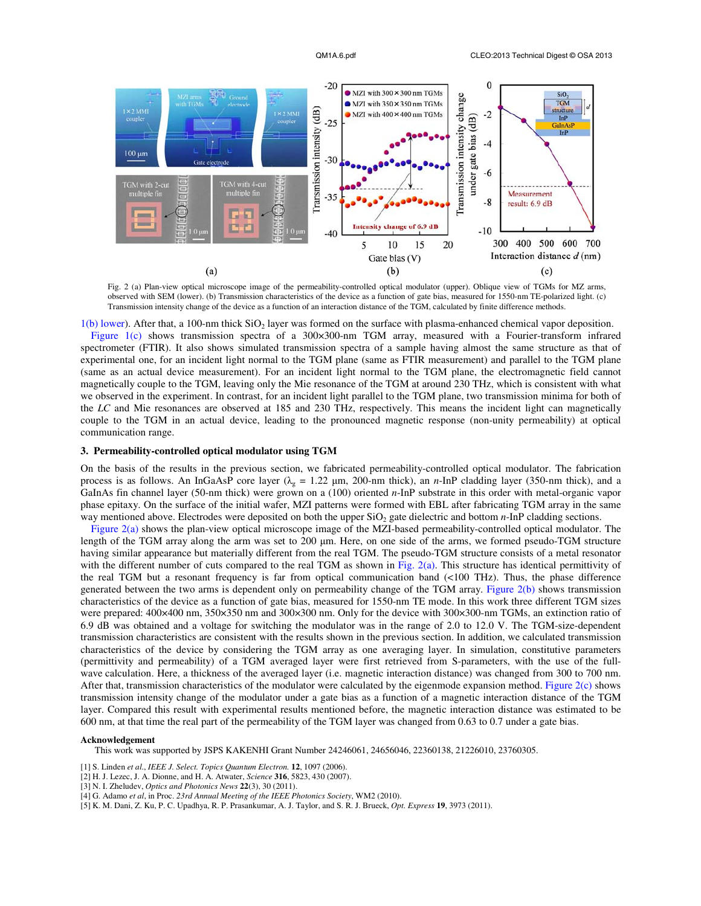MZI arms with TGMs

Ground electrode

1×2 MMI coupler

1×2 MMI coupler

100 μm

Gate electrode

TGM with 2-cut multiple fin

1.0 μm

TGM with 4-cut multiple fin

1.0 μm

(a)

-20

-25

-30

-35

-40

Transmission intensity (dB)

MZI with 300×300 nm TGMs

MZI with 350×350 nm TGMs

MZI with 400×400 nm TGMs

Intensity change of 6.9 dB

5 10 15 20

Gate bias (V)

(b)

0

-2

-4

-6

-8

-10

Transmission intensity change under gate bias (dB)

SiO$_2$

TGM structure

InP

GaInAsP

InP

$d$

Measurement result: 6.9 dB

300 400 500 600 700

Interaction distance $d$ (nm)

(c)

Fig. 2 (a) Plan-view optical microscope image of the permeability-controlled optical modulator (upper). Oblique view of TGMs for MZ arms, observed with SEM (lower). (b) Transmission characteristics of the device as a function of gate bias, measured for 1550-nm TE-polarized light. (c) Transmission intensity change of the device as a function of an interaction distance of the TGM, calculated by finite difference methods.

1(b) lower). After that, a 100-nm thick $SiO_2$ layer was formed on the surface with plasma-enhanced chemical vapor deposition.

Figure 1(c) shows transmission spectra of a 300×300-nm TGM array, measured with a Fourier-transform infrared spectrometer (FTIR). It also shows simulated transmission spectra of a sample having almost the same structure as that of experimental one, for an incident light normal to the TGM plane (same as FTIR measurement) and parallel to the TGM plane (same as an actual device measurement). For an incident light normal to the TGM plane, the electromagnetic field cannot magnetically couple to the TGM, leaving only the Mie resonance of the TGM at around 230 THz, which is consistent with what we observed in the experiment. In contrast, for an incident light parallel to the TGM plane, two transmission minima for both of the *LC* and Mie resonances are observed at 185 and 230 THz, respectively. This means the incident light can magnetically couple to the TGM in an actual device, leading to the pronounced magnetic response (non-unity permeability) at optical communication range.

### 3. Permeability-controlled optical modulator using TGM

On the basis of the results in the previous section, we fabricated permeability-controlled optical modulator. The fabrication process is as follows. An InGaAsP core layer ($\lambda_g$ = 1.22 μm, 200-nm thick), an *n*-InP cladding layer (350-nm thick), and a GaInAs fin channel layer (50-nm thick) were grown on a (100) oriented *n*-InP substrate in this order with metal-organic vapor phase epitaxy. On the surface of the initial wafer, MZI patterns were formed with EBL after fabricating TGM array in the same way mentioned above. Electrodes were deposited on both the upper $SiO_2$ gate dielectric and bottom *n*-InP cladding sections.

Figure 2(a) shows the plan-view optical microscope image of the MZI-based permeability-controlled optical modulator. The length of the TGM array along the arm was set to 200 μm. Here, on one side of the arms, we formed pseudo-TGM structure having similar appearance but materially different from the real TGM. The pseudo-TGM structure consists of a metal resonator with the different number of cuts compared to the real TGM as shown in Fig. 2(a). This structure has identical permittivity of the real TGM but a resonant frequency is far from optical communication band (<100 THz). Thus, the phase difference generated between the two arms is dependent only on permeability change of the TGM array. Figure 2(b) shows transmission characteristics of the device as a function of gate bias, measured for 1550-nm TE mode. In this work three different TGM sizes were prepared: 400×400 nm, 350×350 nm and 300×300 nm. Only for the device with 300×300-nm TGMs, an extinction ratio of 6.9 dB was obtained and a voltage for switching the modulator was in the range of 2.0 to 12.0 V. The TGM-size-dependent transmission characteristics are consistent with the results shown in the previous section. In addition, we calculated transmission characteristics of the device by considering the TGM array as one averaging layer. In simulation, constitutive parameters (permittivity and permeability) of a TGM averaged layer were first retrieved from S-parameters, with the use of the full-wave calculation. Here, a thickness of the averaged layer (i.e. magnetic interaction distance) was changed from 300 to 700 nm. After that, transmission characteristics of the modulator were calculated by the eigenmode expansion method. Figure 2(c) shows transmission intensity change of the modulator under a gate bias as a function of a magnetic interaction distance of the TGM layer. Compared this result with experimental results mentioned before, the magnetic interaction distance was estimated to be 600 nm, at that time the real part of the permeability of the TGM layer was changed from 0.63 to 0.7 under a gate bias.

#### Acknowledgement

This work was supported by JSPS KAKENHI Grant Number 24246061, 24656046, 22360138, 21226010, 23760305.

[1] S. Linden *et al.*, *IEEE J. Select. Topics Quantum Electron.* **12**, 1097 (2006).
[2] H. J. Lezec, J. A. Dionne, and H. A. Atwater, *Science* **316**, 5823, 430 (2007).
[3] N. I. Zheludev, *Optics and Photonics News* **22**(3), 30 (2011).
[4] G. Adamo *et al*, in Proc. *23rd Annual Meeting of the IEEE Photonics Society*, WM2 (2010).
[5] K. M. Dani, Z. Ku, P. C. Upadhya, R. P. Prasankumar, A. J. Taylor, and S. R. J. Brueck, *Opt. Express* **19**, 3973 (2011).